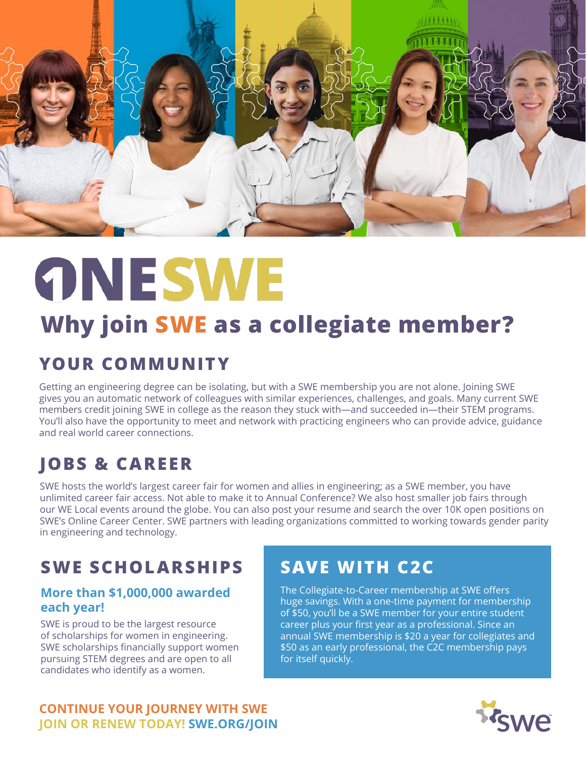# ONESWE

## Why join SWE as a collegiate member?

### YOUR COMMUNITY

Getting an engineering degree can be isolating, but with a SWE membership you are not alone. Joining SWE gives you an automatic network of colleagues with similar experiences, challenges, and goals. Many current SWE members credit joining SWE in college as the reason they stuck with—and succeeded in—their STEM programs. You'll also have the opportunity to meet and network with practicing engineers who can provide advice, guidance and real world career connections.

### JOBS & CAREER

SWE hosts the world's largest career fair for women and allies in engineering; as a SWE member, you have unlimited career fair access. Not able to make it to Annual Conference? We also host smaller job fairs through our WE Local events around the globe. You can also post your resume and search the over 10K open positions on SWE's Online Career Center. SWE partners with leading organizations committed to working towards gender parity in engineering and technology.

### SWE SCHOLARSHIPS

**More than $1,000,000 awarded each year!**

SWE is proud to be the largest resource of scholarships for women in engineering. SWE scholarships financially support women pursuing STEM degrees and are open to all candidates who identify as a women.

### SAVE WITH C2C

The Collegiate-to-Career membership at SWE offers huge savings. With a one-time payment for membership of $50, you'll be a SWE member for your entire student career plus your first year as a professional. Since an annual SWE membership is $20 a year for collegiates and $50 as an early professional, the C2C membership pays for itself quickly.

**CONTINUE YOUR JOURNEY WITH SWE**
**JOIN OR RENEW TODAY! SWE.ORG/JOIN**

swe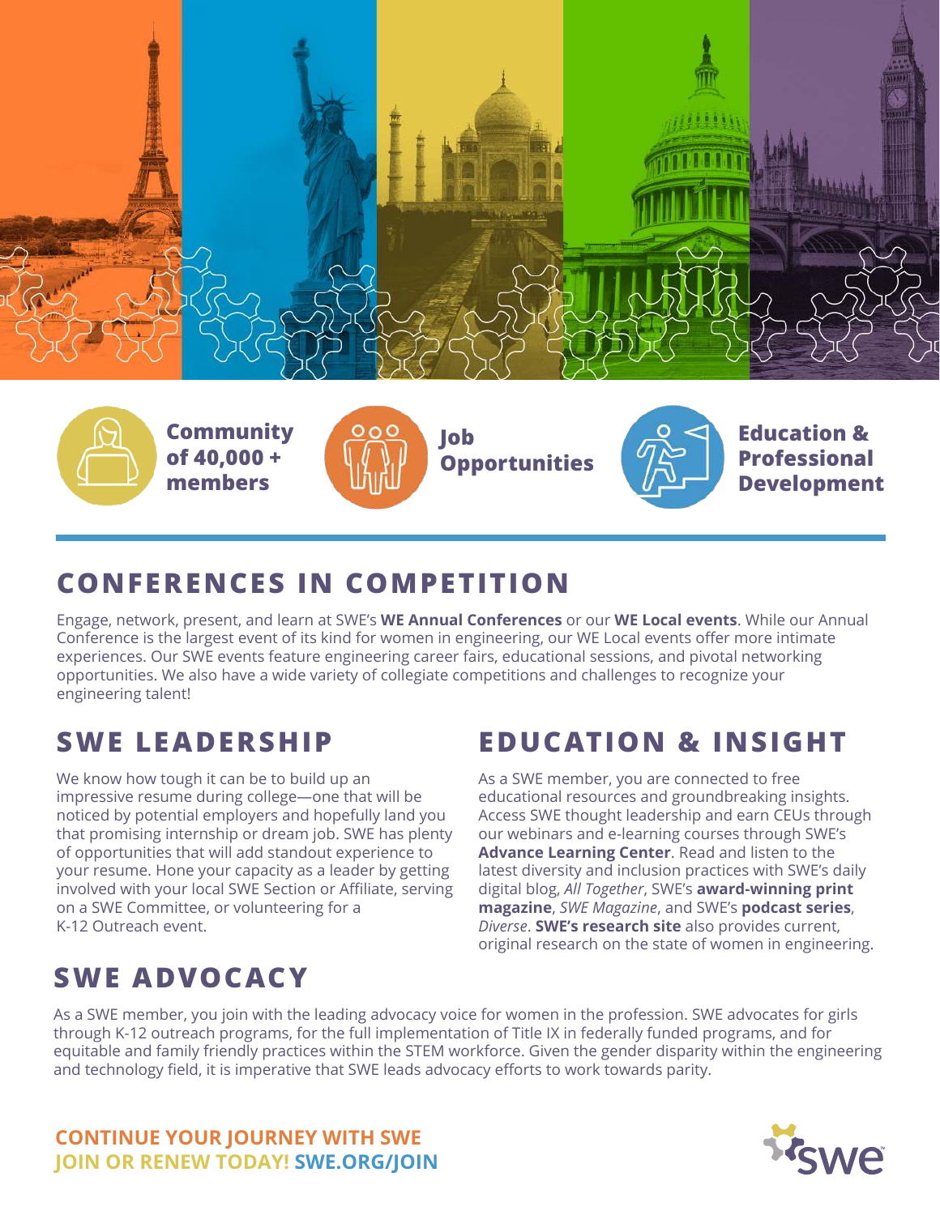**Community of 40,000 + members**

**Job Opportunities**

**Education & Professional Development**

## CONFERENCES IN COMPETITION

Engage, network, present, and learn at SWE's **WE Annual Conferences** or our **WE Local events**. While our Annual Conference is the largest event of its kind for women in engineering, our WE Local events offer more intimate experiences. Our SWE events feature engineering career fairs, educational sessions, and pivotal networking opportunities. We also have a wide variety of collegiate competitions and challenges to recognize your engineering talent!

## SWE LEADERSHIP

We know how tough it can be to build up an impressive resume during college—one that will be noticed by potential employers and hopefully land you that promising internship or dream job. SWE has plenty of opportunities that will add standout experience to your resume. Hone your capacity as a leader by getting involved with your local SWE Section or Affiliate, serving on a SWE Committee, or volunteering for a K-12 Outreach event.

## EDUCATION & INSIGHT

As a SWE member, you are connected to free educational resources and groundbreaking insights. Access SWE thought leadership and earn CEUs through our webinars and e-learning courses through SWE's **Advance Learning Center**. Read and listen to the latest diversity and inclusion practices with SWE's daily digital blog, *All Together*, SWE's **award-winning print magazine**, *SWE Magazine*, and SWE's **podcast series**, *Diverse*. **SWE's research site** also provides current, original research on the state of women in engineering.

## SWE ADVOCACY

As a SWE member, you join with the leading advocacy voice for women in the profession. SWE advocates for girls through K-12 outreach programs, for the full implementation of Title IX in federally funded programs, and for equitable and family friendly practices within the STEM workforce. Given the gender disparity within the engineering and technology field, it is imperative that SWE leads advocacy efforts to work towards parity.

**CONTINUE YOUR JOURNEY WITH SWE**
**JOIN OR RENEW TODAY! SWE.ORG/JOIN**

swe